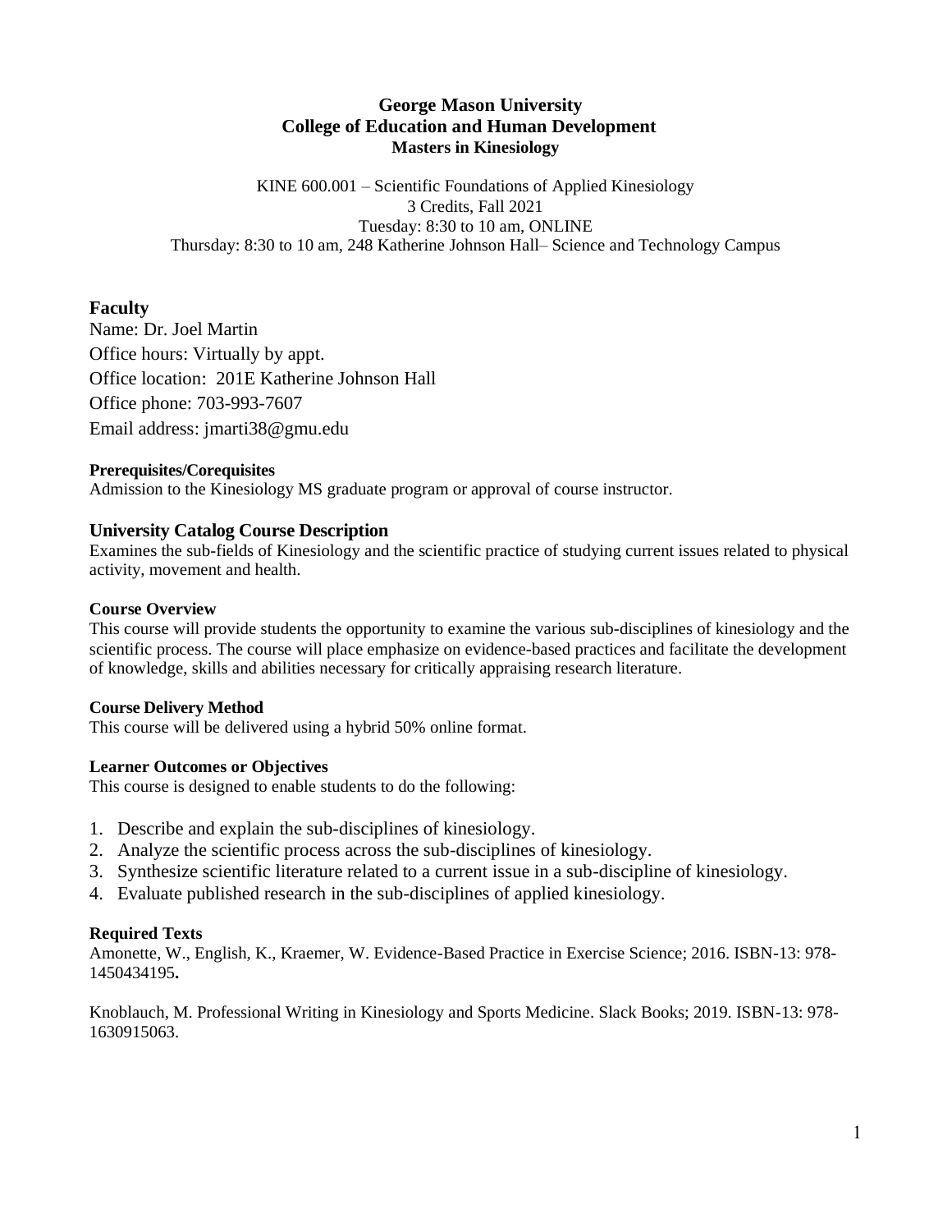# George Mason University
## College of Education and Human Development
### Masters in Kinesiology

KINE 600.001 – Scientific Foundations of Applied Kinesiology
3 Credits, Fall 2021
Tuesday: 8:30 to 10 am, ONLINE
Thursday: 8:30 to 10 am, 248 Katherine Johnson Hall– Science and Technology Campus

## Faculty

Name: Dr. Joel Martin
Office hours: Virtually by appt.
Office location: 201E Katherine Johnson Hall
Office phone: 703-993-7607
Email address: jmarti38@gmu.edu

**Prerequisites/Corequisites**

Admission to the Kinesiology MS graduate program or approval of course instructor.

## University Catalog Course Description

Examines the sub-fields of Kinesiology and the scientific practice of studying current issues related to physical activity, movement and health.

**Course Overview**

This course will provide students the opportunity to examine the various sub-disciplines of kinesiology and the scientific process. The course will place emphasize on evidence-based practices and facilitate the development of knowledge, skills and abilities necessary for critically appraising research literature.

**Course Delivery Method**

This course will be delivered using a hybrid 50% online format.

**Learner Outcomes or Objectives**

This course is designed to enable students to do the following:

1. Describe and explain the sub-disciplines of kinesiology.
2. Analyze the scientific process across the sub-disciplines of kinesiology.
3. Synthesize scientific literature related to a current issue in a sub-discipline of kinesiology.
4. Evaluate published research in the sub-disciplines of applied kinesiology.

**Required Texts**

Amonette, W., English, K., Kraemer, W. Evidence-Based Practice in Exercise Science; 2016. ISBN-13: 978-1450434195**.**

Knoblauch, M. Professional Writing in Kinesiology and Sports Medicine. Slack Books; 2019. ISBN-13: 978-1630915063.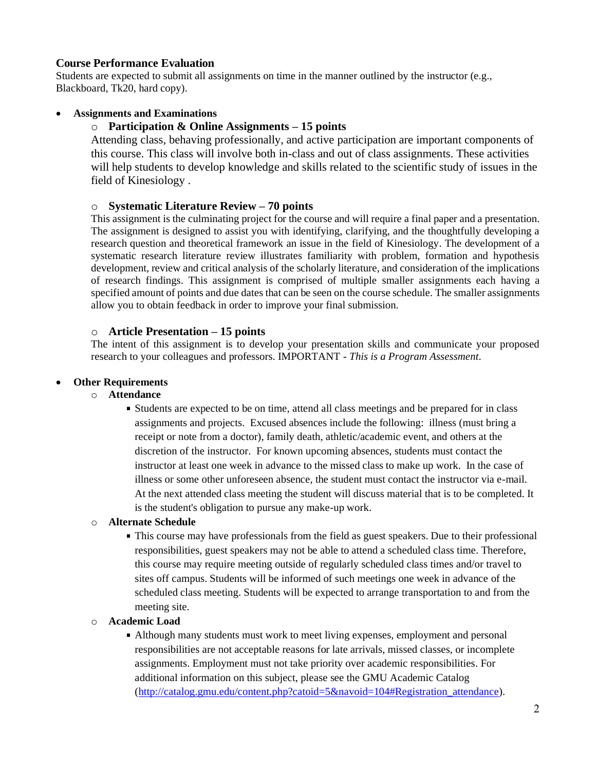### Course Performance Evaluation

Students are expected to submit all assignments on time in the manner outlined by the instructor (e.g., Blackboard, Tk20, hard copy).

- **Assignments and Examinations**
  - **Participation & Online Assignments – 15 points**

    Attending class, behaving professionally, and active participation are important components of this course. This class will involve both in-class and out of class assignments. These activities will help students to develop knowledge and skills related to the scientific study of issues in the field of Kinesiology .

  - **Systematic Literature Review – 70 points**

    This assignment is the culminating project for the course and will require a final paper and a presentation. The assignment is designed to assist you with identifying, clarifying, and the thoughtfully developing a research question and theoretical framework an issue in the field of Kinesiology. The development of a systematic research literature review illustrates familiarity with problem, formation and hypothesis development, review and critical analysis of the scholarly literature, and consideration of the implications of research findings. This assignment is comprised of multiple smaller assignments each having a specified amount of points and due dates that can be seen on the course schedule. The smaller assignments allow you to obtain feedback in order to improve your final submission.

  - **Article Presentation – 15 points**

    The intent of this assignment is to develop your presentation skills and communicate your proposed research to your colleagues and professors. IMPORTANT - *This is a Program Assessment*.

- **Other Requirements**
  - **Attendance**
    - Students are expected to be on time, attend all class meetings and be prepared for in class assignments and projects. Excused absences include the following: illness (must bring a receipt or note from a doctor), family death, athletic/academic event, and others at the discretion of the instructor. For known upcoming absences, students must contact the instructor at least one week in advance to the missed class to make up work. In the case of illness or some other unforeseen absence, the student must contact the instructor via e-mail. At the next attended class meeting the student will discuss material that is to be completed. It is the student's obligation to pursue any make-up work.
  - **Alternate Schedule**
    - This course may have professionals from the field as guest speakers. Due to their professional responsibilities, guest speakers may not be able to attend a scheduled class time. Therefore, this course may require meeting outside of regularly scheduled class times and/or travel to sites off campus. Students will be informed of such meetings one week in advance of the scheduled class meeting. Students will be expected to arrange transportation to and from the meeting site.
  - **Academic Load**
    - Although many students must work to meet living expenses, employment and personal responsibilities are not acceptable reasons for late arrivals, missed classes, or incomplete assignments. Employment must not take priority over academic responsibilities. For additional information on this subject, please see the GMU Academic Catalog (http://catalog.gmu.edu/content.php?catoid=5&navoid=104#Registration_attendance).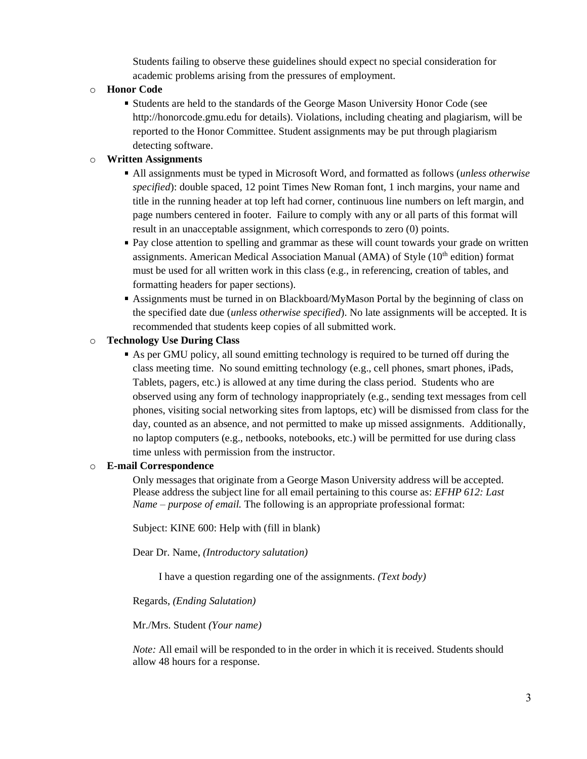Students failing to observe these guidelines should expect no special consideration for academic problems arising from the pressures of employment.

- **Honor Code**
  - Students are held to the standards of the George Mason University Honor Code (see http://honorcode.gmu.edu for details). Violations, including cheating and plagiarism, will be reported to the Honor Committee. Student assignments may be put through plagiarism detecting software.
- **Written Assignments**
  - All assignments must be typed in Microsoft Word, and formatted as follows (*unless otherwise specified*): double spaced, 12 point Times New Roman font, 1 inch margins, your name and title in the running header at top left had corner, continuous line numbers on left margin, and page numbers centered in footer. Failure to comply with any or all parts of this format will result in an unacceptable assignment, which corresponds to zero (0) points.
  - Pay close attention to spelling and grammar as these will count towards your grade on written assignments. American Medical Association Manual (AMA) of Style (10th edition) format must be used for all written work in this class (e.g., in referencing, creation of tables, and formatting headers for paper sections).
  - Assignments must be turned in on Blackboard/MyMason Portal by the beginning of class on the specified date due (*unless otherwise specified*). No late assignments will be accepted. It is recommended that students keep copies of all submitted work.
- **Technology Use During Class**
  - As per GMU policy, all sound emitting technology is required to be turned off during the class meeting time. No sound emitting technology (e.g., cell phones, smart phones, iPads, Tablets, pagers, etc.) is allowed at any time during the class period. Students who are observed using any form of technology inappropriately (e.g., sending text messages from cell phones, visiting social networking sites from laptops, etc) will be dismissed from class for the day, counted as an absence, and not permitted to make up missed assignments. Additionally, no laptop computers (e.g., netbooks, notebooks, etc.) will be permitted for use during class time unless with permission from the instructor.
- **E-mail Correspondence**

  Only messages that originate from a George Mason University address will be accepted. Please address the subject line for all email pertaining to this course as: *EFHP 612: Last Name – purpose of email.* The following is an appropriate professional format:

  Subject: KINE 600: Help with (fill in blank)

  Dear Dr. Name, *(Introductory salutation)*

  I have a question regarding one of the assignments. *(Text body)*

  Regards, *(Ending Salutation)*

  Mr./Mrs. Student *(Your name)*

  *Note:* All email will be responded to in the order in which it is received. Students should allow 48 hours for a response.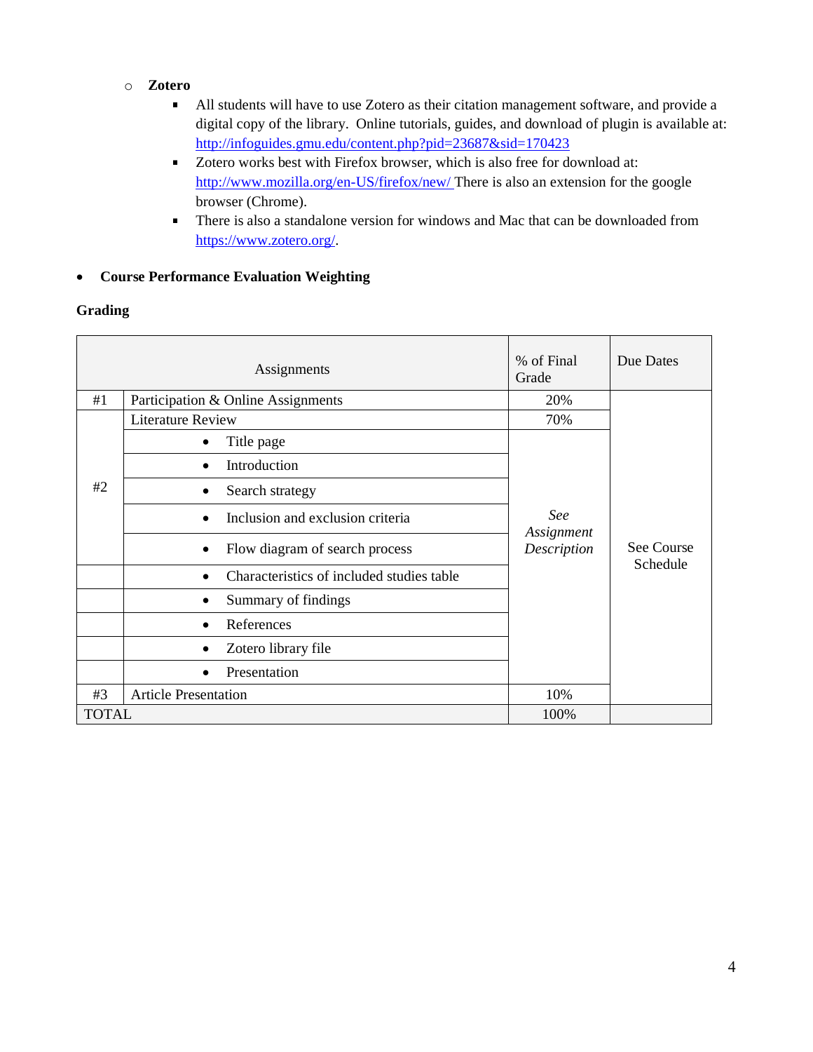- **Zotero**
  - All students will have to use Zotero as their citation management software, and provide a digital copy of the library. Online tutorials, guides, and download of plugin is available at: http://infoguides.gmu.edu/content.php?pid=23687&sid=170423
  - Zotero works best with Firefox browser, which is also free for download at: http://www.mozilla.org/en-US/firefox/new/ There is also an extension for the google browser (Chrome).
  - There is also a standalone version for windows and Mac that can be downloaded from https://www.zotero.org/.

- **Course Performance Evaluation Weighting**

**Grading**

| | Assignments | % of Final Grade | Due Dates |
|---|---|---|---|
| #1 | Participation & Online Assignments | 20% | See Course Schedule |
| #2 | Literature Review | 70% | |
| | • Title page | *See Assignment Description* | |
| | • Introduction | | |
| | • Search strategy | | |
| | • Inclusion and exclusion criteria | | |
| | • Flow diagram of search process | | |
| | • Characteristics of included studies table | | |
| | • Summary of findings | | |
| | • References | | |
| | • Zotero library file | | |
| | • Presentation | | |
| #3 | Article Presentation | 10% | |
| TOTAL | | 100% | |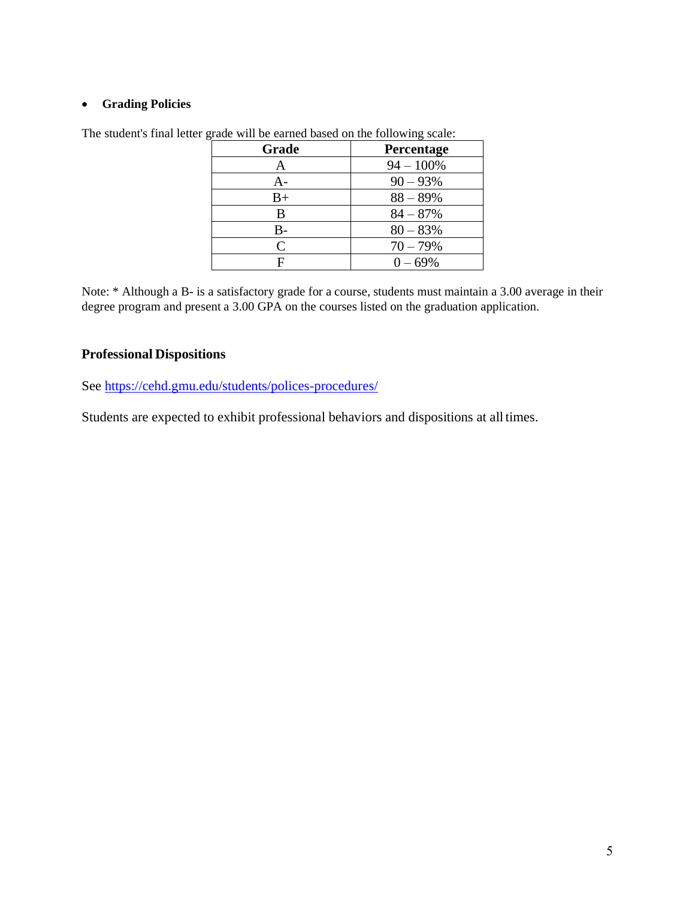- **Grading Policies**

The student's final letter grade will be earned based on the following scale:

| Grade | Percentage |
|---|---|
| A | 94 – 100% |
| A- | 90 – 93% |
| B+ | 88 – 89% |
| B | 84 – 87% |
| B- | 80 – 83% |
| C | 70 – 79% |
| F | 0 – 69% |

Note: * Although a B- is a satisfactory grade for a course, students must maintain a 3.00 average in their degree program and present a 3.00 GPA on the courses listed on the graduation application.

## Professional Dispositions

See [https://cehd.gmu.edu/students/polices-procedures/](https://cehd.gmu.edu/students/polices-procedures/)

Students are expected to exhibit professional behaviors and dispositions at all times.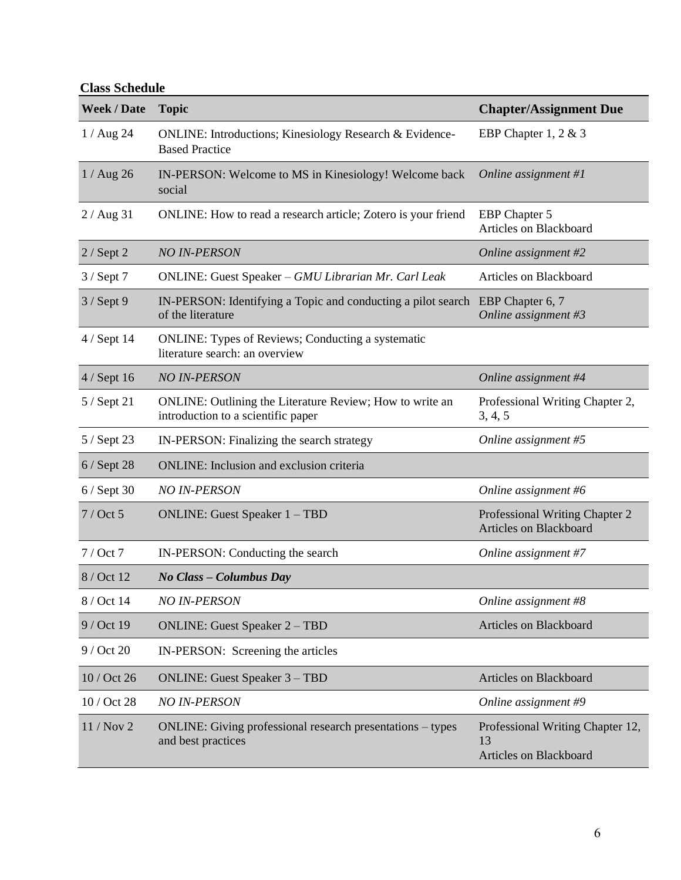**Class Schedule**

| Week / Date | Topic | Chapter/Assignment Due |
|---|---|---|
| 1 / Aug 24 | ONLINE: Introductions; Kinesiology Research & Evidence-Based Practice | EBP Chapter 1, 2 & 3 |
| 1 / Aug 26 | IN-PERSON: Welcome to MS in Kinesiology! Welcome back social | *Online assignment #1* |
| 2 / Aug 31 | ONLINE: How to read a research article; Zotero is your friend | EBP Chapter 5<br>Articles on Blackboard |
| 2 / Sept 2 | *NO IN-PERSON* | *Online assignment #2* |
| 3 / Sept 7 | ONLINE: Guest Speaker – *GMU Librarian Mr. Carl Leak* | Articles on Blackboard |
| 3 / Sept 9 | IN-PERSON: Identifying a Topic and conducting a pilot search of the literature | EBP Chapter 6, 7<br>*Online assignment #3* |
| 4 / Sept 14 | ONLINE: Types of Reviews; Conducting a systematic literature search: an overview | |
| 4 / Sept 16 | *NO IN-PERSON* | *Online assignment #4* |
| 5 / Sept 21 | ONLINE: Outlining the Literature Review; How to write an introduction to a scientific paper | Professional Writing Chapter 2, 3, 4, 5 |
| 5 / Sept 23 | IN-PERSON: Finalizing the search strategy | *Online assignment #5* |
| 6 / Sept 28 | ONLINE: Inclusion and exclusion criteria | |
| 6 / Sept 30 | *NO IN-PERSON* | *Online assignment #6* |
| 7 / Oct 5 | ONLINE: Guest Speaker 1 – TBD | Professional Writing Chapter 2<br>Articles on Blackboard |
| 7 / Oct 7 | IN-PERSON: Conducting the search | *Online assignment #7* |
| 8 / Oct 12 | ***No Class – Columbus Day*** | |
| 8 / Oct 14 | *NO IN-PERSON* | *Online assignment #8* |
| 9 / Oct 19 | ONLINE: Guest Speaker 2 – TBD | Articles on Blackboard |
| 9 / Oct 20 | IN-PERSON: Screening the articles | |
| 10 / Oct 26 | ONLINE: Guest Speaker 3 – TBD | Articles on Blackboard |
| 10 / Oct 28 | *NO IN-PERSON* | *Online assignment #9* |
| 11 / Nov 2 | ONLINE: Giving professional research presentations – types and best practices | Professional Writing Chapter 12, 13<br>Articles on Blackboard |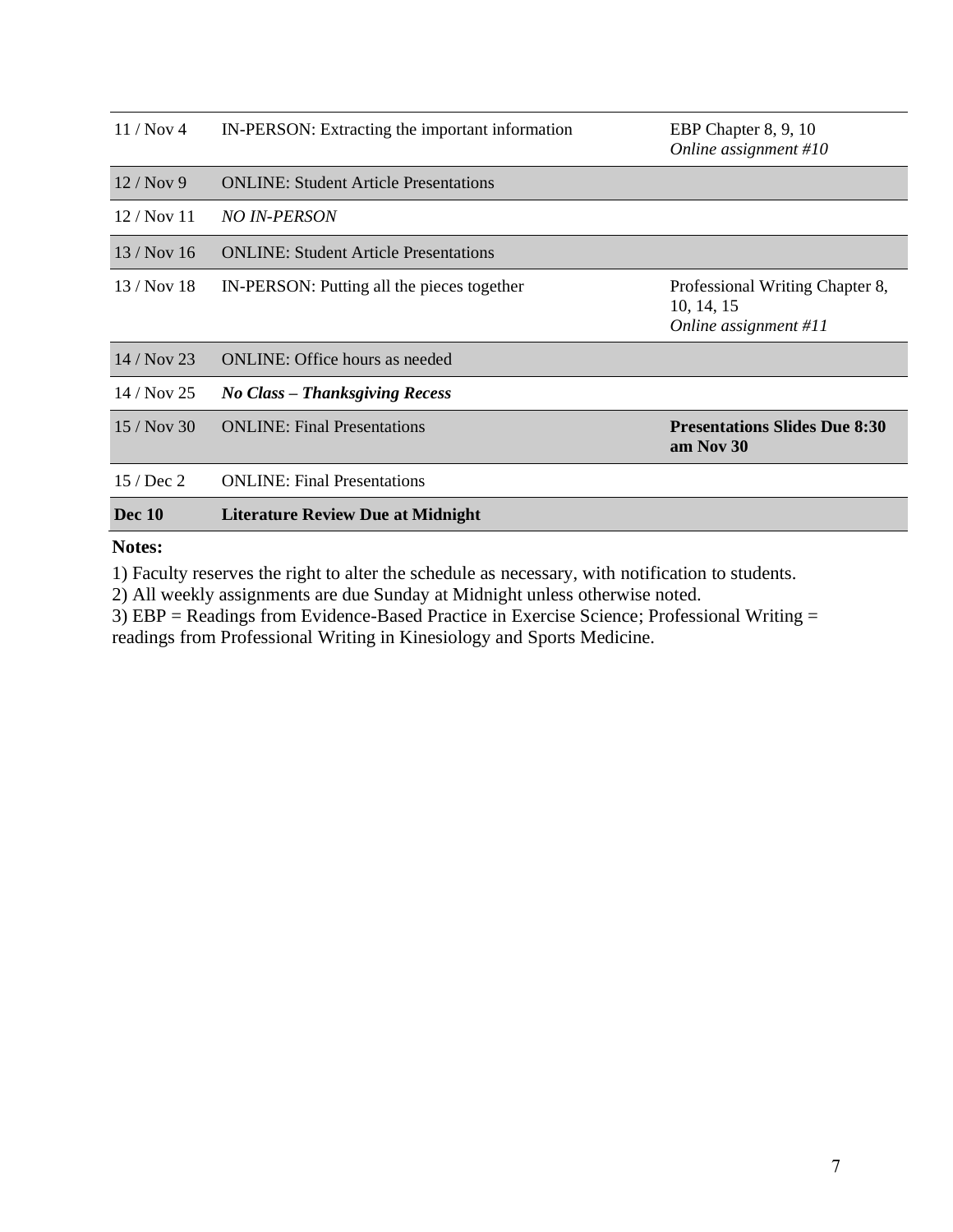| | | |
|---|---|---|
| 11 / Nov 4 | IN-PERSON: Extracting the important information | EBP Chapter 8, 9, 10<br>*Online assignment #10* |
| 12 / Nov 9 | ONLINE: Student Article Presentations | |
| 12 / Nov 11 | *NO IN-PERSON* | |
| 13 / Nov 16 | ONLINE: Student Article Presentations | |
| 13 / Nov 18 | IN-PERSON: Putting all the pieces together | Professional Writing Chapter 8, 10, 14, 15<br>*Online assignment #11* |
| 14 / Nov 23 | ONLINE: Office hours as needed | |
| 14 / Nov 25 | ***No Class – Thanksgiving Recess*** | |
| 15 / Nov 30 | ONLINE: Final Presentations | **Presentations Slides Due 8:30 am Nov 30** |
| 15 / Dec 2 | ONLINE: Final Presentations | |
| **Dec 10** | **Literature Review Due at Midnight** | |

**Notes:**

1) Faculty reserves the right to alter the schedule as necessary, with notification to students.
2) All weekly assignments are due Sunday at Midnight unless otherwise noted.
3) EBP = Readings from Evidence-Based Practice in Exercise Science; Professional Writing = readings from Professional Writing in Kinesiology and Sports Medicine.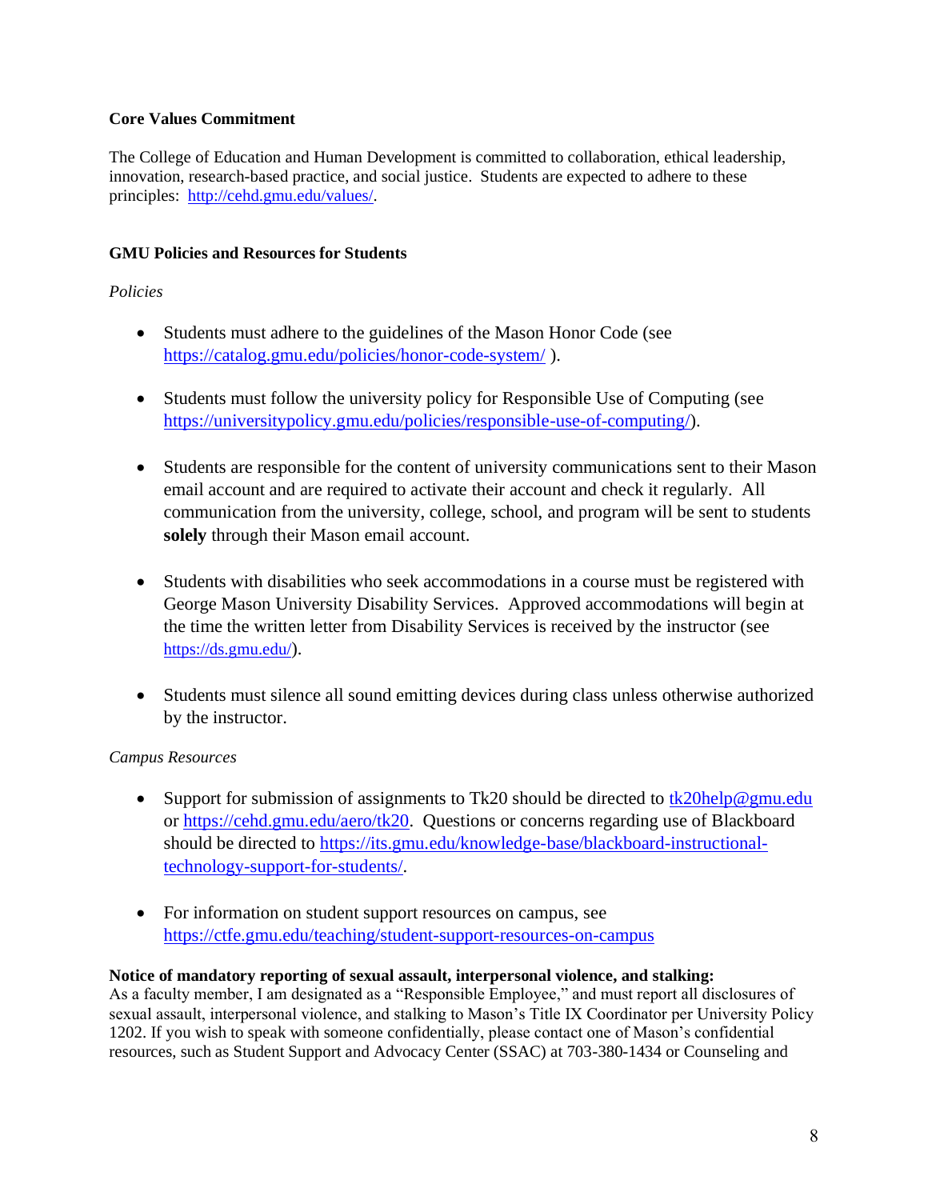**Core Values Commitment**

The College of Education and Human Development is committed to collaboration, ethical leadership, innovation, research-based practice, and social justice. Students are expected to adhere to these principles: http://cehd.gmu.edu/values/.

**GMU Policies and Resources for Students**

*Policies*

- Students must adhere to the guidelines of the Mason Honor Code (see https://catalog.gmu.edu/policies/honor-code-system/ ).
- Students must follow the university policy for Responsible Use of Computing (see https://universitypolicy.gmu.edu/policies/responsible-use-of-computing/).
- Students are responsible for the content of university communications sent to their Mason email account and are required to activate their account and check it regularly. All communication from the university, college, school, and program will be sent to students **solely** through their Mason email account.
- Students with disabilities who seek accommodations in a course must be registered with George Mason University Disability Services. Approved accommodations will begin at the time the written letter from Disability Services is received by the instructor (see https://ds.gmu.edu/).
- Students must silence all sound emitting devices during class unless otherwise authorized by the instructor.

*Campus Resources*

- Support for submission of assignments to Tk20 should be directed to tk20help@gmu.edu or https://cehd.gmu.edu/aero/tk20. Questions or concerns regarding use of Blackboard should be directed to https://its.gmu.edu/knowledge-base/blackboard-instructional-technology-support-for-students/.
- For information on student support resources on campus, see https://ctfe.gmu.edu/teaching/student-support-resources-on-campus

**Notice of mandatory reporting of sexual assault, interpersonal violence, and stalking:**
As a faculty member, I am designated as a "Responsible Employee," and must report all disclosures of sexual assault, interpersonal violence, and stalking to Mason's Title IX Coordinator per University Policy 1202. If you wish to speak with someone confidentially, please contact one of Mason's confidential resources, such as Student Support and Advocacy Center (SSAC) at 703-380-1434 or Counseling and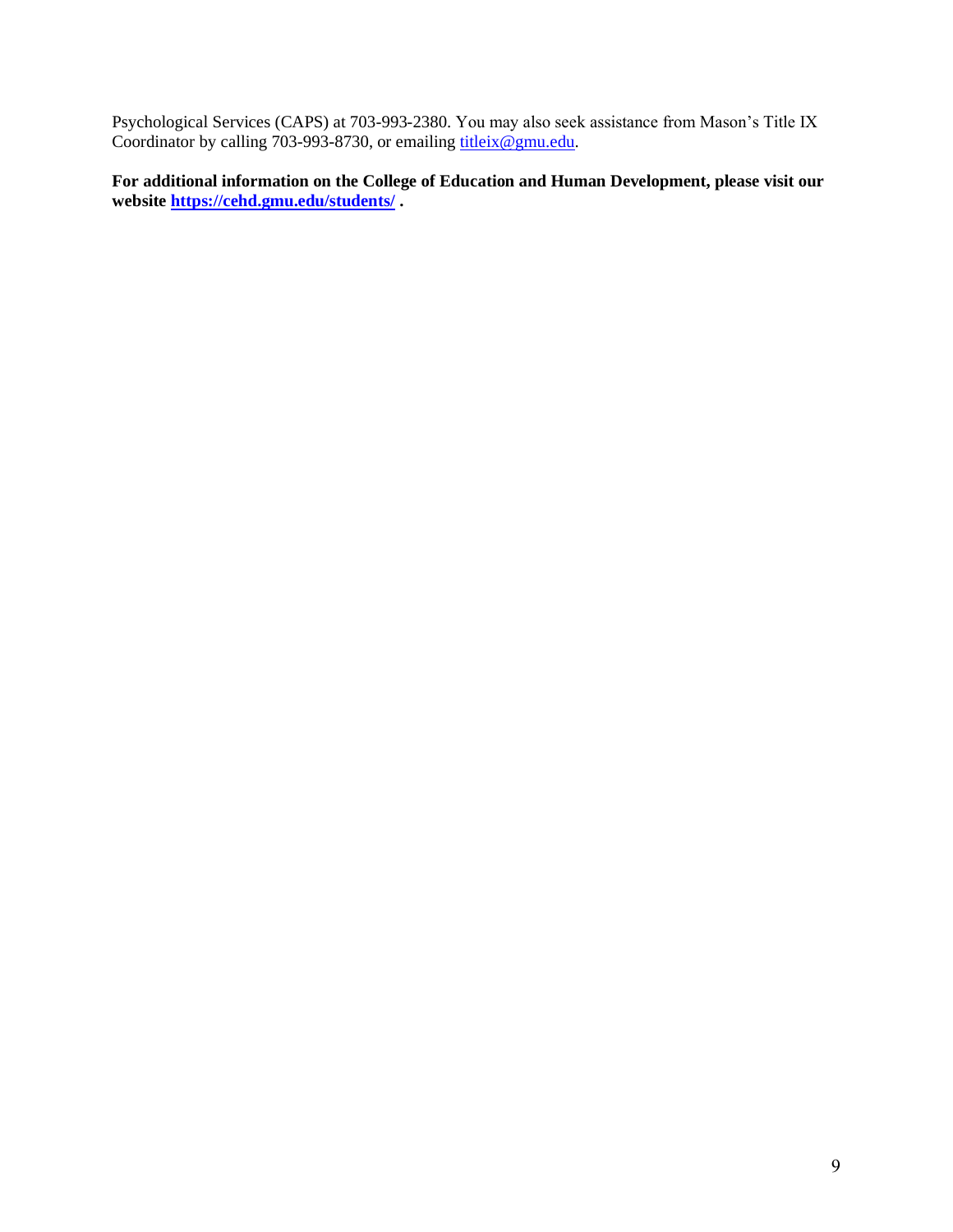Psychological Services (CAPS) at 703-993-2380. You may also seek assistance from Mason's Title IX Coordinator by calling 703-993-8730, or emailing titleix@gmu.edu.

**For additional information on the College of Education and Human Development, please visit our website https://cehd.gmu.edu/students/ .**